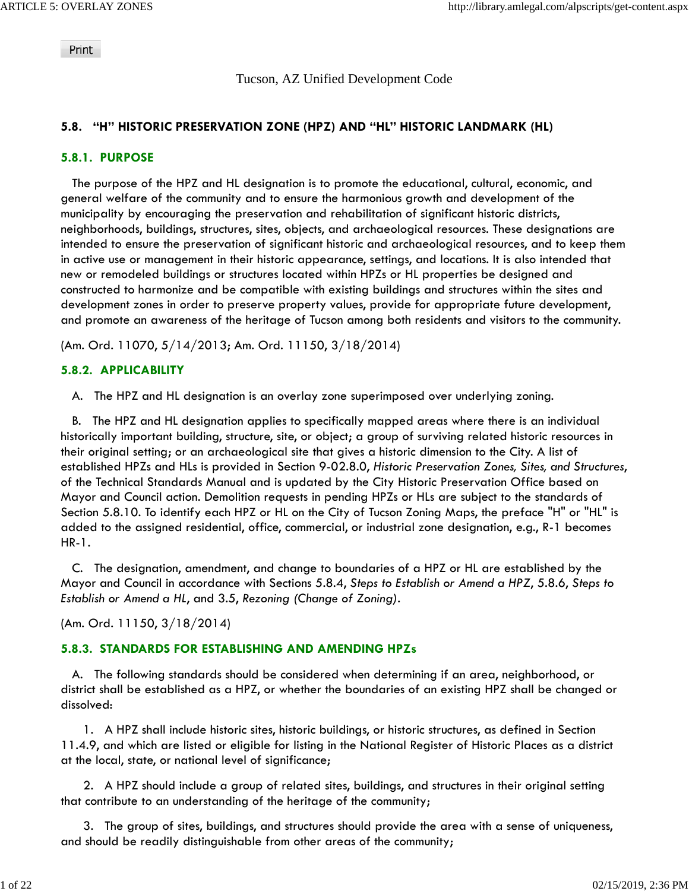Tucson, AZ Unified Development Code

## 5.8. "H" HISTORIC PRESERVATION ZONE (HPZ) AND "HL" HISTORIC LANDMARK (HL)

### 5.8.1. PURPOSE

The purpose of the HPZ and HL designation is to promote the educational, cultural, economic, and general welfare of the community and to ensure the harmonious growth and development of the municipality by encouraging the preservation and rehabilitation of significant historic districts, neighborhoods, buildings, structures, sites, objects, and archaeological resources. These designations are intended to ensure the preservation of significant historic and archaeological resources, and to keep them in active use or management in their historic appearance, settings, and locations. It is also intended that new or remodeled buildings or structures located within HPZs or HL properties be designed and constructed to harmonize and be compatible with existing buildings and structures within the sites and development zones in order to preserve property values, provide for appropriate future development, and promote an awareness of the heritage of Tucson among both residents and visitors to the community.

(Am. Ord. 11070, 5/14/2013; Am. Ord. 11150, 3/18/2014)

### 5.8.2. APPLICABILITY

A. The HPZ and HL designation is an overlay zone superimposed over underlying zoning.

B. The HPZ and HL designation applies to specifically mapped areas where there is an individual historically important building, structure, site, or object; a group of surviving related historic resources in their original setting; or an archaeological site that gives a historic dimension to the City. A list of established HPZs and HLs is provided in Section 9-02.8.0, *Historic Preservation Zones, Sites, and Structures*, of the Technical Standards Manual and is updated by the City Historic Preservation Office based on Mayor and Council action. Demolition requests in pending HPZs or HLs are subject to the standards of Section 5.8.10. To identify each HPZ or HL on the City of Tucson Zoning Maps, the preface "H" or "HL" is added to the assigned residential, office, commercial, or industrial zone designation, e.g., R-1 becomes HR-1.

C. The designation, amendment, and change to boundaries of a HPZ or HL are established by the Mayor and Council in accordance with Sections 5.8.4, *Steps to Establish or Amend a HPZ*, 5.8.6, *Steps to Establish or Amend a HL*, and 3.5, *Rezoning (Change of Zoning)*.

(Am. Ord. 11150, 3/18/2014)

### 5.8.3. STANDARDS FOR ESTABLISHING AND AMENDING HPZs

A. The following standards should be considered when determining if an area, neighborhood, or district shall be established as a HPZ, or whether the boundaries of an existing HPZ shall be changed or dissolved:

1. A HPZ shall include historic sites, historic buildings, or historic structures, as defined in Section 11.4.9, and which are listed or eligible for listing in the National Register of Historic Places as a district at the local, state, or national level of significance;

2. A HPZ should include a group of related sites, buildings, and structures in their original setting that contribute to an understanding of the heritage of the community;

3. The group of sites, buildings, and structures should provide the area with a sense of uniqueness, and should be readily distinguishable from other areas of the community;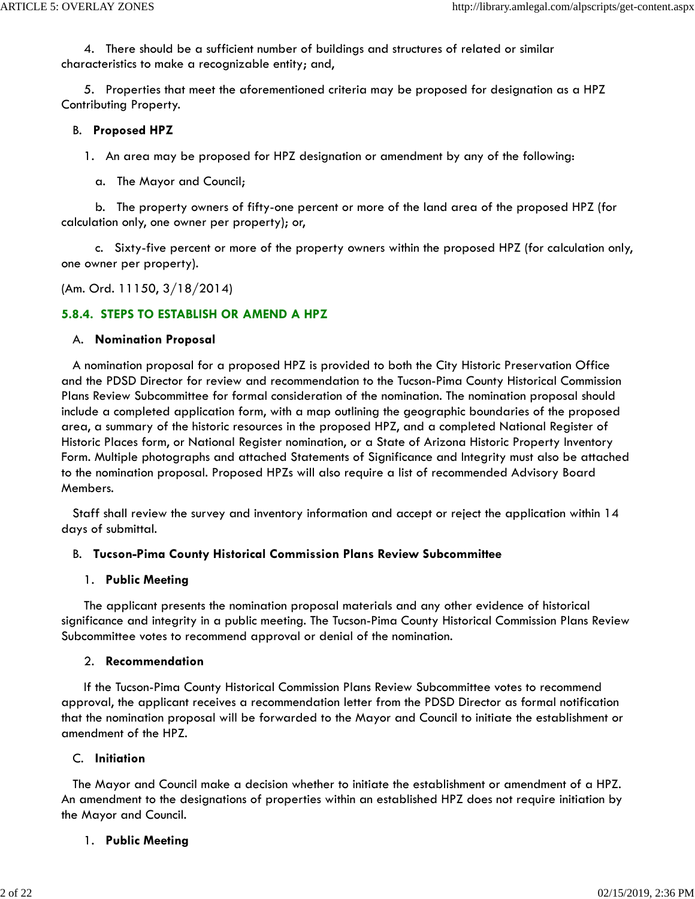4. There should be a sufficient number of buildings and structures of related or similar characteristics to make a recognizable entity; and,

5. Properties that meet the aforementioned criteria may be proposed for designation as a HPZ Contributing Property.

B. **Proposed HPZ**

1. An area may be proposed for HPZ designation or amendment by any of the following:

a. The Mayor and Council;

b. The property owners of fifty-one percent or more of the land area of the proposed HPZ (for calculation only, one owner per property); or,

c. Sixty-five percent or more of the property owners within the proposed HPZ (for calculation only, one owner per property).

(Am. Ord. 11150, 3/18/2014)

### 5.8.4. STEPS TO ESTABLISH OR AMEND A HPZ

A. **Nomination Proposal**

A nomination proposal for a proposed HPZ is provided to both the City Historic Preservation Office and the PDSD Director for review and recommendation to the Tucson-Pima County Historical Commission Plans Review Subcommittee for formal consideration of the nomination. The nomination proposal should include a completed application form, with a map outlining the geographic boundaries of the proposed area, a summary of the historic resources in the proposed HPZ, and a completed National Register of Historic Places form, or National Register nomination, or a State of Arizona Historic Property Inventory Form. Multiple photographs and attached Statements of Significance and Integrity must also be attached to the nomination proposal. Proposed HPZs will also require a list of recommended Advisory Board Members.

Staff shall review the survey and inventory information and accept or reject the application within 14 days of submittal.

B. **Tucson-Pima County Historical Commission Plans Review Subcommittee**

1. **Public Meeting**

The applicant presents the nomination proposal materials and any other evidence of historical significance and integrity in a public meeting. The Tucson-Pima County Historical Commission Plans Review Subcommittee votes to recommend approval or denial of the nomination.

2. **Recommendation**

If the Tucson-Pima County Historical Commission Plans Review Subcommittee votes to recommend approval, the applicant receives a recommendation letter from the PDSD Director as formal notification that the nomination proposal will be forwarded to the Mayor and Council to initiate the establishment or amendment of the HPZ.

C. **Initiation**

The Mayor and Council make a decision whether to initiate the establishment or amendment of a HPZ. An amendment to the designations of properties within an established HPZ does not require initiation by the Mayor and Council.

1. **Public Meeting**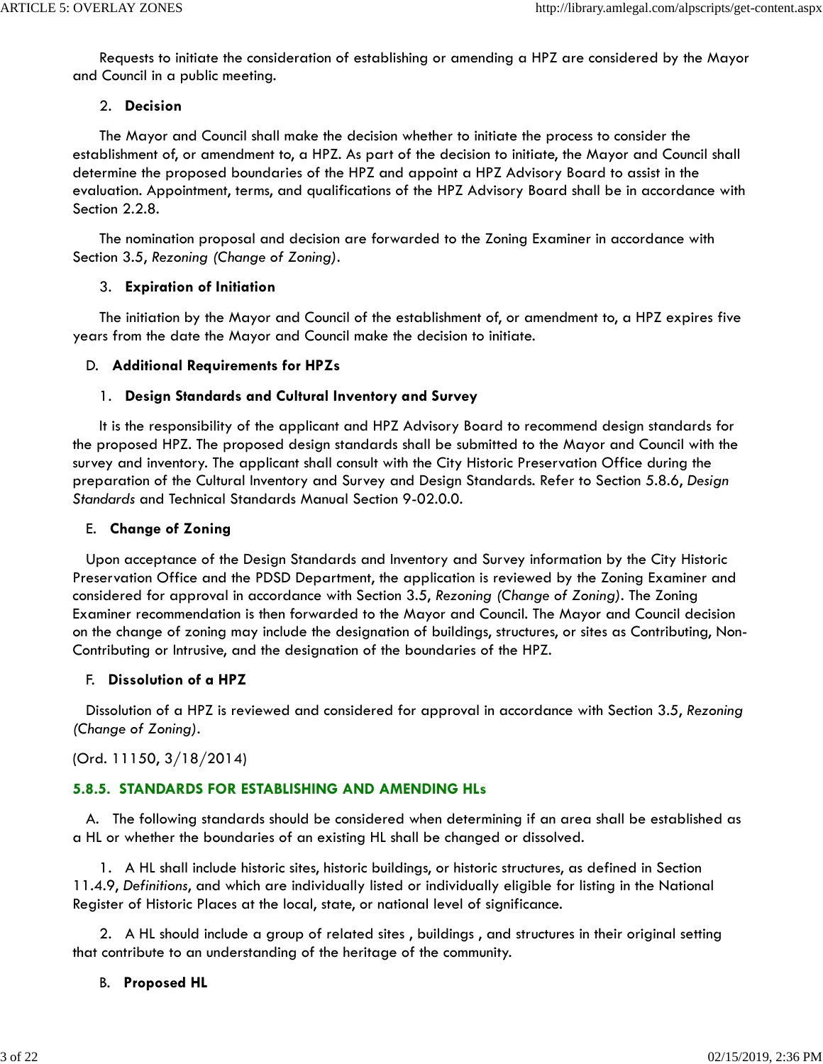Requests to initiate the consideration of establishing or amending a HPZ are considered by the Mayor and Council in a public meeting.

2. **Decision**

The Mayor and Council shall make the decision whether to initiate the process to consider the establishment of, or amendment to, a HPZ. As part of the decision to initiate, the Mayor and Council shall determine the proposed boundaries of the HPZ and appoint a HPZ Advisory Board to assist in the evaluation. Appointment, terms, and qualifications of the HPZ Advisory Board shall be in accordance with Section 2.2.8.

The nomination proposal and decision are forwarded to the Zoning Examiner in accordance with Section 3.5, *Rezoning (Change of Zoning)*.

3. **Expiration of Initiation**

The initiation by the Mayor and Council of the establishment of, or amendment to, a HPZ expires five years from the date the Mayor and Council make the decision to initiate.

D. **Additional Requirements for HPZs**

1. **Design Standards and Cultural Inventory and Survey**

It is the responsibility of the applicant and HPZ Advisory Board to recommend design standards for the proposed HPZ. The proposed design standards shall be submitted to the Mayor and Council with the survey and inventory. The applicant shall consult with the City Historic Preservation Office during the preparation of the Cultural Inventory and Survey and Design Standards. Refer to Section 5.8.6, *Design Standards* and Technical Standards Manual Section 9-02.0.0.

E. **Change of Zoning**

Upon acceptance of the Design Standards and Inventory and Survey information by the City Historic Preservation Office and the PDSD Department, the application is reviewed by the Zoning Examiner and considered for approval in accordance with Section 3.5, *Rezoning (Change of Zoning)*. The Zoning Examiner recommendation is then forwarded to the Mayor and Council. The Mayor and Council decision on the change of zoning may include the designation of buildings, structures, or sites as Contributing, Non-Contributing or Intrusive, and the designation of the boundaries of the HPZ.

F. **Dissolution of a HPZ**

Dissolution of a HPZ is reviewed and considered for approval in accordance with Section 3.5, *Rezoning (Change of Zoning)*.

(Ord. 11150, 3/18/2014)

### 5.8.5. STANDARDS FOR ESTABLISHING AND AMENDING HLs

A. The following standards should be considered when determining if an area shall be established as a HL or whether the boundaries of an existing HL shall be changed or dissolved.

1. A HL shall include historic sites, historic buildings, or historic structures, as defined in Section 11.4.9, *Definitions*, and which are individually listed or individually eligible for listing in the National Register of Historic Places at the local, state, or national level of significance.

2. A HL should include a group of related sites , buildings , and structures in their original setting that contribute to an understanding of the heritage of the community.

B. **Proposed HL**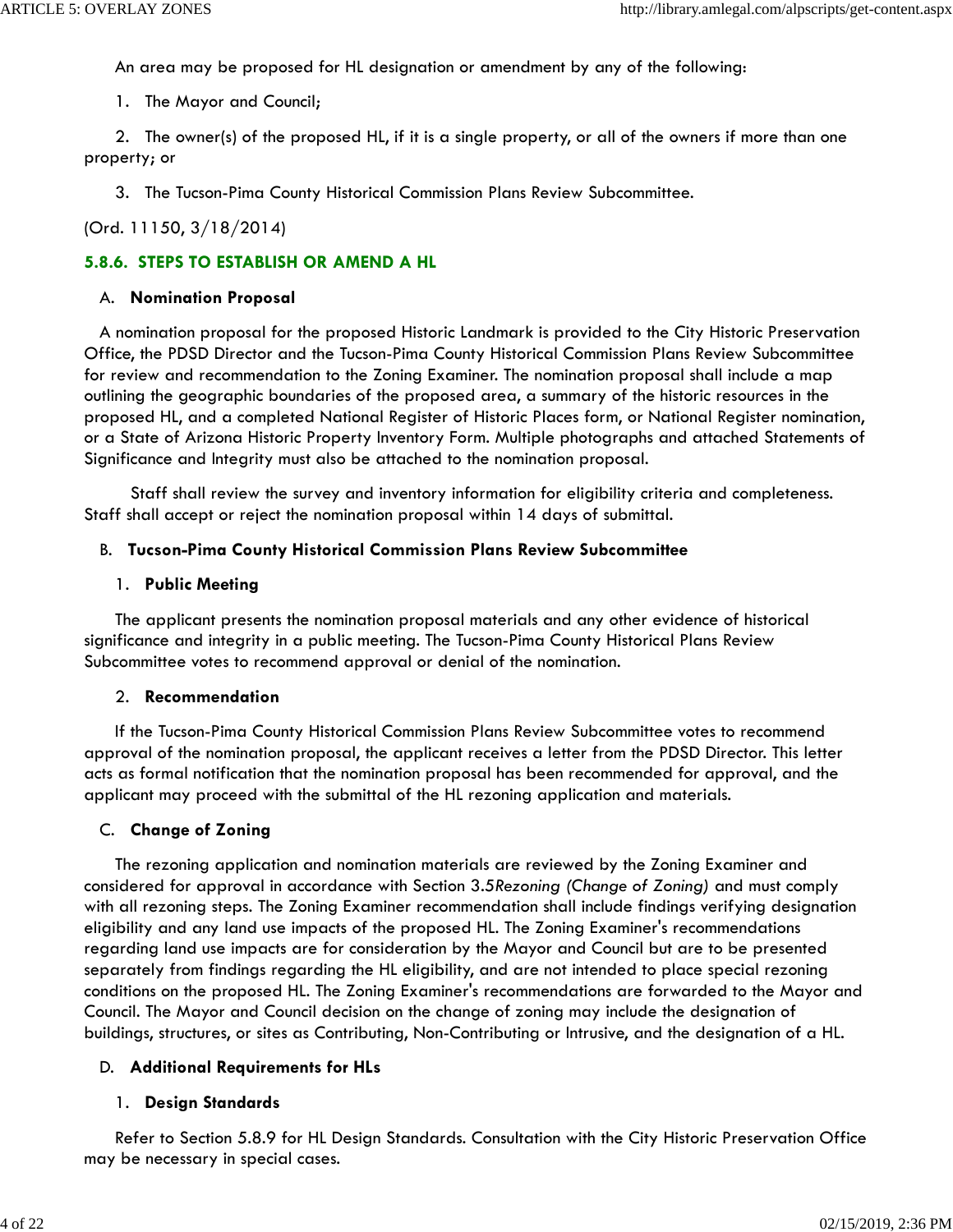An area may be proposed for HL designation or amendment by any of the following:

1. The Mayor and Council;

2. The owner(s) of the proposed HL, if it is a single property, or all of the owners if more than one property; or

3. The Tucson-Pima County Historical Commission Plans Review Subcommittee.

(Ord. 11150, 3/18/2014)

### 5.8.6. STEPS TO ESTABLISH OR AMEND A HL

#### A. Nomination Proposal

A nomination proposal for the proposed Historic Landmark is provided to the City Historic Preservation Office, the PDSD Director and the Tucson-Pima County Historical Commission Plans Review Subcommittee for review and recommendation to the Zoning Examiner. The nomination proposal shall include a map outlining the geographic boundaries of the proposed area, a summary of the historic resources in the proposed HL, and a completed National Register of Historic Places form, or National Register nomination, or a State of Arizona Historic Property Inventory Form. Multiple photographs and attached Statements of Significance and Integrity must also be attached to the nomination proposal.

Staff shall review the survey and inventory information for eligibility criteria and completeness. Staff shall accept or reject the nomination proposal within 14 days of submittal.

#### B. Tucson-Pima County Historical Commission Plans Review Subcommittee

**1. Public Meeting**

The applicant presents the nomination proposal materials and any other evidence of historical significance and integrity in a public meeting. The Tucson-Pima County Historical Plans Review Subcommittee votes to recommend approval or denial of the nomination.

**2. Recommendation**

If the Tucson-Pima County Historical Commission Plans Review Subcommittee votes to recommend approval of the nomination proposal, the applicant receives a letter from the PDSD Director. This letter acts as formal notification that the nomination proposal has been recommended for approval, and the applicant may proceed with the submittal of the HL rezoning application and materials.

#### C. Change of Zoning

The rezoning application and nomination materials are reviewed by the Zoning Examiner and considered for approval in accordance with Section 3.5*Rezoning (Change of Zoning)* and must comply with all rezoning steps. The Zoning Examiner recommendation shall include findings verifying designation eligibility and any land use impacts of the proposed HL. The Zoning Examiner's recommendations regarding land use impacts are for consideration by the Mayor and Council but are to be presented separately from findings regarding the HL eligibility, and are not intended to place special rezoning conditions on the proposed HL. The Zoning Examiner's recommendations are forwarded to the Mayor and Council. The Mayor and Council decision on the change of zoning may include the designation of buildings, structures, or sites as Contributing, Non-Contributing or Intrusive, and the designation of a HL.

#### D. Additional Requirements for HLs

**1. Design Standards**

Refer to Section 5.8.9 for HL Design Standards. Consultation with the City Historic Preservation Office may be necessary in special cases.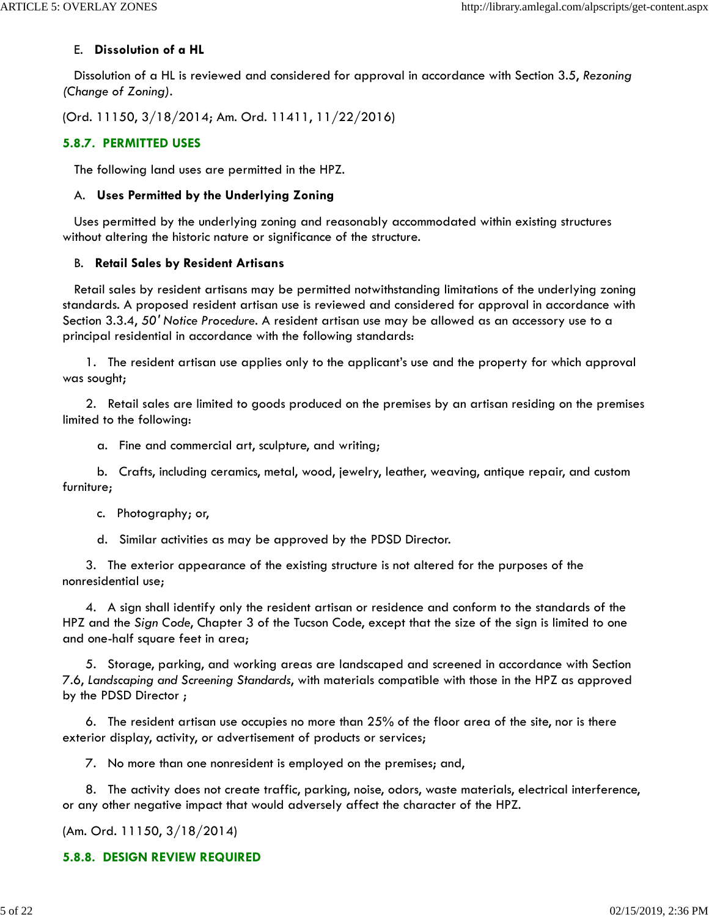E. **Dissolution of a HL**

Dissolution of a HL is reviewed and considered for approval in accordance with Section 3.5, *Rezoning (Change of Zoning)*.

(Ord. 11150, 3/18/2014; Am. Ord. 11411, 11/22/2016)

### 5.8.7. PERMITTED USES

The following land uses are permitted in the HPZ.

A. **Uses Permitted by the Underlying Zoning**

Uses permitted by the underlying zoning and reasonably accommodated within existing structures without altering the historic nature or significance of the structure.

B. **Retail Sales by Resident Artisans**

Retail sales by resident artisans may be permitted notwithstanding limitations of the underlying zoning standards. A proposed resident artisan use is reviewed and considered for approval in accordance with Section 3.3.4, *50' Notice Procedure*. A resident artisan use may be allowed as an accessory use to a principal residential in accordance with the following standards:

1. The resident artisan use applies only to the applicant's use and the property for which approval was sought;

2. Retail sales are limited to goods produced on the premises by an artisan residing on the premises limited to the following:

   a. Fine and commercial art, sculpture, and writing;

   b. Crafts, including ceramics, metal, wood, jewelry, leather, weaving, antique repair, and custom furniture;

   c. Photography; or,

   d. Similar activities as may be approved by the PDSD Director.

3. The exterior appearance of the existing structure is not altered for the purposes of the nonresidential use;

4. A sign shall identify only the resident artisan or residence and conform to the standards of the HPZ and the *Sign Code*, Chapter 3 of the Tucson Code, except that the size of the sign is limited to one and one-half square feet in area;

5. Storage, parking, and working areas are landscaped and screened in accordance with Section 7.6, *Landscaping and Screening Standards*, with materials compatible with those in the HPZ as approved by the PDSD Director ;

6. The resident artisan use occupies no more than 25% of the floor area of the site, nor is there exterior display, activity, or advertisement of products or services;

7. No more than one nonresident is employed on the premises; and,

8. The activity does not create traffic, parking, noise, odors, waste materials, electrical interference, or any other negative impact that would adversely affect the character of the HPZ.

(Am. Ord. 11150, 3/18/2014)

### 5.8.8. DESIGN REVIEW REQUIRED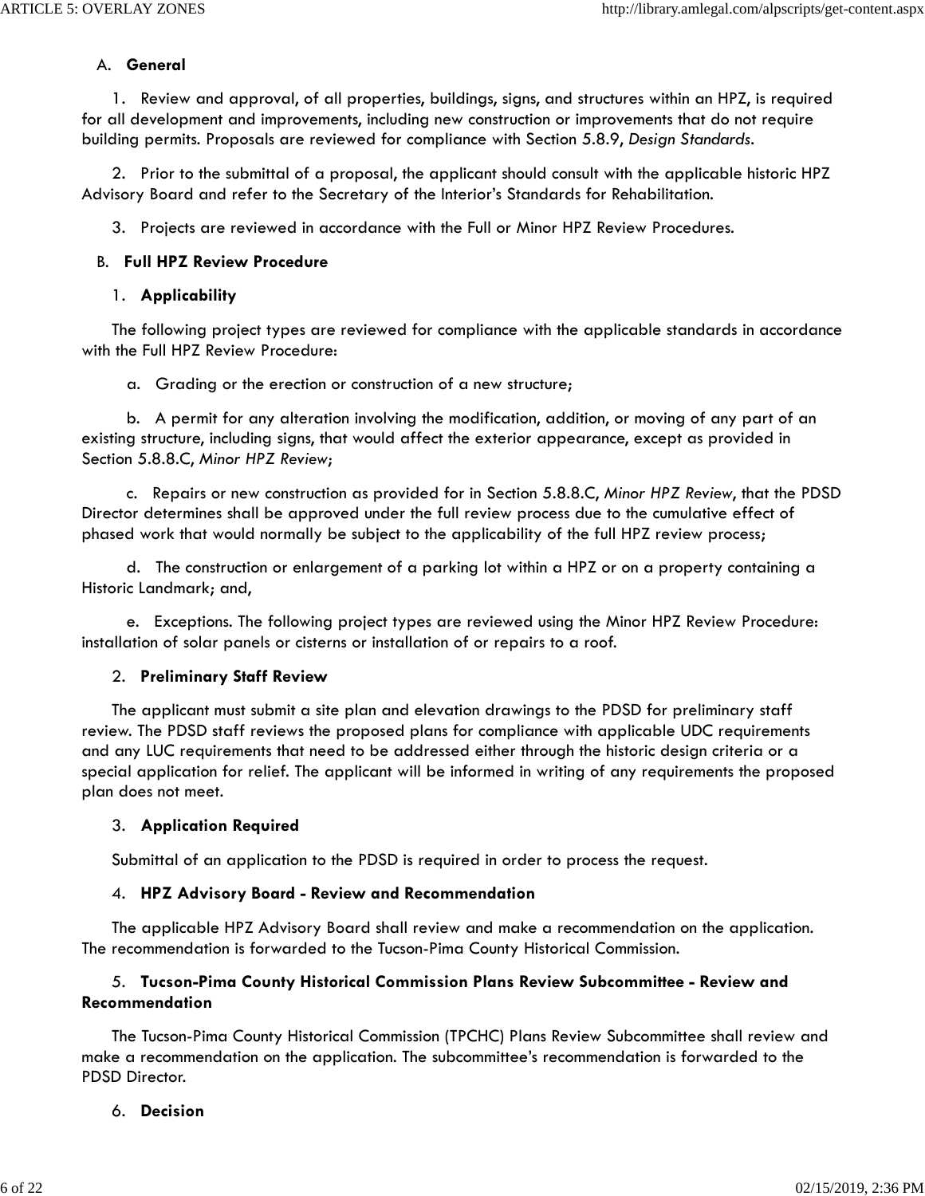A. **General**

1. Review and approval, of all properties, buildings, signs, and structures within an HPZ, is required for all development and improvements, including new construction or improvements that do not require building permits. Proposals are reviewed for compliance with Section 5.8.9, *Design Standards*.

2. Prior to the submittal of a proposal, the applicant should consult with the applicable historic HPZ Advisory Board and refer to the Secretary of the Interior's Standards for Rehabilitation.

3. Projects are reviewed in accordance with the Full or Minor HPZ Review Procedures.

B. **Full HPZ Review Procedure**

1. **Applicability**

The following project types are reviewed for compliance with the applicable standards in accordance with the Full HPZ Review Procedure:

a. Grading or the erection or construction of a new structure;

b. A permit for any alteration involving the modification, addition, or moving of any part of an existing structure, including signs, that would affect the exterior appearance, except as provided in Section 5.8.8.C, *Minor HPZ Review*;

c. Repairs or new construction as provided for in Section 5.8.8.C, *Minor HPZ Review*, that the PDSD Director determines shall be approved under the full review process due to the cumulative effect of phased work that would normally be subject to the applicability of the full HPZ review process;

d. The construction or enlargement of a parking lot within a HPZ or on a property containing a Historic Landmark; and,

e. Exceptions. The following project types are reviewed using the Minor HPZ Review Procedure: installation of solar panels or cisterns or installation of or repairs to a roof.

2. **Preliminary Staff Review**

The applicant must submit a site plan and elevation drawings to the PDSD for preliminary staff review. The PDSD staff reviews the proposed plans for compliance with applicable UDC requirements and any LUC requirements that need to be addressed either through the historic design criteria or a special application for relief. The applicant will be informed in writing of any requirements the proposed plan does not meet.

3. **Application Required**

Submittal of an application to the PDSD is required in order to process the request.

4. **HPZ Advisory Board - Review and Recommendation**

The applicable HPZ Advisory Board shall review and make a recommendation on the application. The recommendation is forwarded to the Tucson-Pima County Historical Commission.

5. **Tucson-Pima County Historical Commission Plans Review Subcommittee - Review and Recommendation**

The Tucson-Pima County Historical Commission (TPCHC) Plans Review Subcommittee shall review and make a recommendation on the application. The subcommittee's recommendation is forwarded to the PDSD Director.

6. **Decision**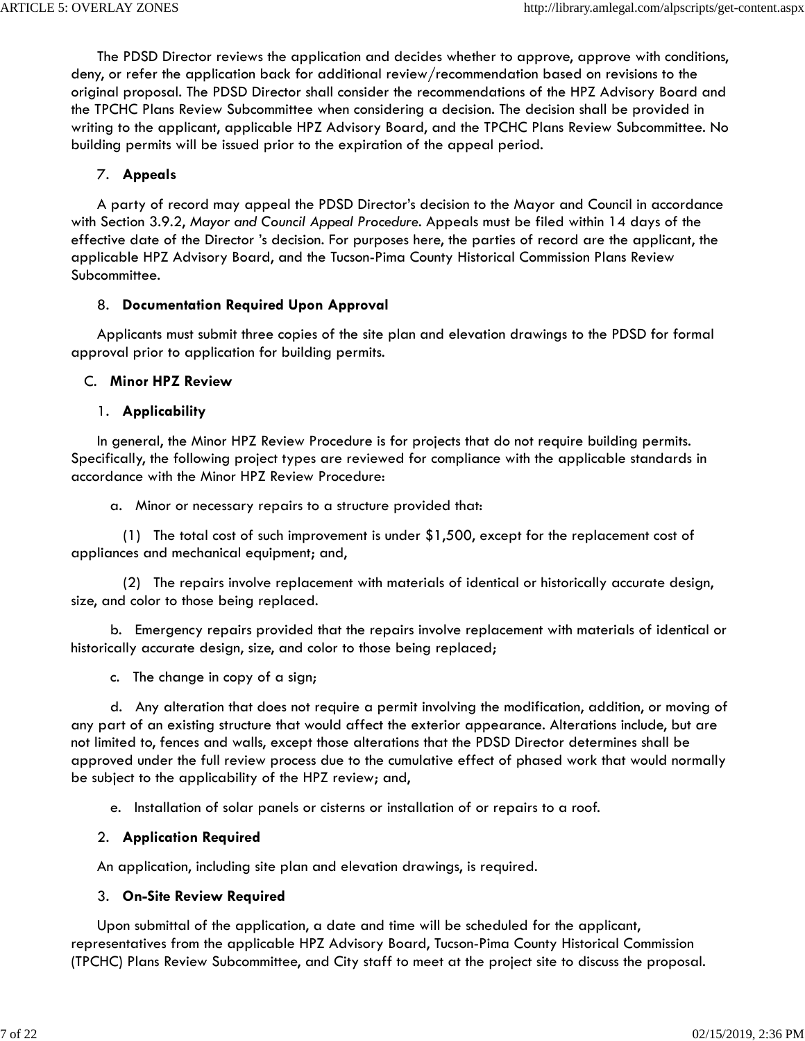The PDSD Director reviews the application and decides whether to approve, approve with conditions, deny, or refer the application back for additional review/recommendation based on revisions to the original proposal. The PDSD Director shall consider the recommendations of the HPZ Advisory Board and the TPCHC Plans Review Subcommittee when considering a decision. The decision shall be provided in writing to the applicant, applicable HPZ Advisory Board, and the TPCHC Plans Review Subcommittee. No building permits will be issued prior to the expiration of the appeal period.

7. **Appeals**

A party of record may appeal the PDSD Director's decision to the Mayor and Council in accordance with Section 3.9.2, *Mayor and Council Appeal Procedure*. Appeals must be filed within 14 days of the effective date of the Director 's decision. For purposes here, the parties of record are the applicant, the applicable HPZ Advisory Board, and the Tucson-Pima County Historical Commission Plans Review Subcommittee.

8. **Documentation Required Upon Approval**

Applicants must submit three copies of the site plan and elevation drawings to the PDSD for formal approval prior to application for building permits.

C. **Minor HPZ Review**

1. **Applicability**

In general, the Minor HPZ Review Procedure is for projects that do not require building permits. Specifically, the following project types are reviewed for compliance with the applicable standards in accordance with the Minor HPZ Review Procedure:

a. Minor or necessary repairs to a structure provided that:

(1) The total cost of such improvement is under $1,500, except for the replacement cost of appliances and mechanical equipment; and,

(2) The repairs involve replacement with materials of identical or historically accurate design, size, and color to those being replaced.

b. Emergency repairs provided that the repairs involve replacement with materials of identical or historically accurate design, size, and color to those being replaced;

c. The change in copy of a sign;

d. Any alteration that does not require a permit involving the modification, addition, or moving of any part of an existing structure that would affect the exterior appearance. Alterations include, but are not limited to, fences and walls, except those alterations that the PDSD Director determines shall be approved under the full review process due to the cumulative effect of phased work that would normally be subject to the applicability of the HPZ review; and,

e. Installation of solar panels or cisterns or installation of or repairs to a roof.

2. **Application Required**

An application, including site plan and elevation drawings, is required.

3. **On-Site Review Required**

Upon submittal of the application, a date and time will be scheduled for the applicant, representatives from the applicable HPZ Advisory Board, Tucson-Pima County Historical Commission (TPCHC) Plans Review Subcommittee, and City staff to meet at the project site to discuss the proposal.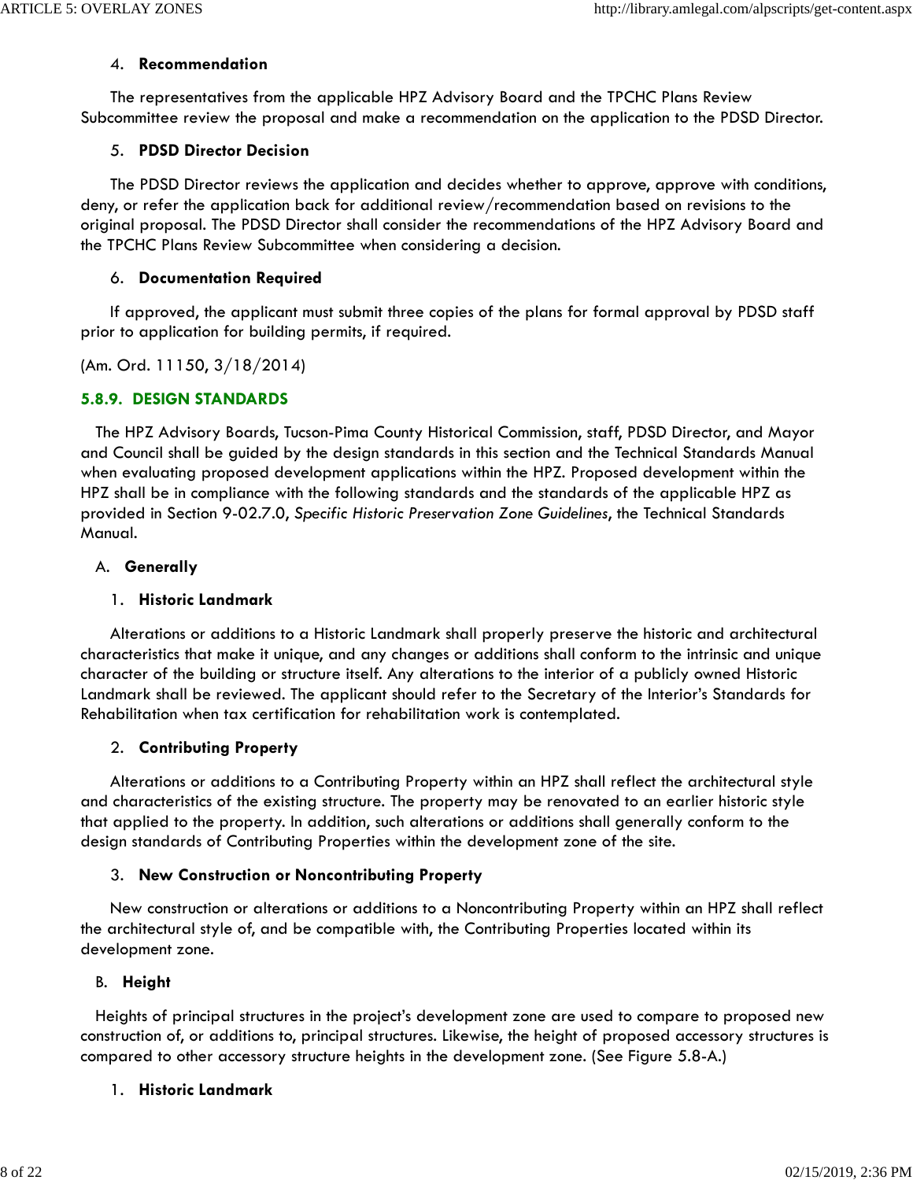4. **Recommendation**

The representatives from the applicable HPZ Advisory Board and the TPCHC Plans Review Subcommittee review the proposal and make a recommendation on the application to the PDSD Director.

5. **PDSD Director Decision**

The PDSD Director reviews the application and decides whether to approve, approve with conditions, deny, or refer the application back for additional review/recommendation based on revisions to the original proposal. The PDSD Director shall consider the recommendations of the HPZ Advisory Board and the TPCHC Plans Review Subcommittee when considering a decision.

6. **Documentation Required**

If approved, the applicant must submit three copies of the plans for formal approval by PDSD staff prior to application for building permits, if required.

(Am. Ord. 11150, 3/18/2014)

### 5.8.9. DESIGN STANDARDS

The HPZ Advisory Boards, Tucson-Pima County Historical Commission, staff, PDSD Director, and Mayor and Council shall be guided by the design standards in this section and the Technical Standards Manual when evaluating proposed development applications within the HPZ. Proposed development within the HPZ shall be in compliance with the following standards and the standards of the applicable HPZ as provided in Section 9-02.7.0, *Specific Historic Preservation Zone Guidelines*, the Technical Standards Manual.

A. **Generally**

1. **Historic Landmark**

Alterations or additions to a Historic Landmark shall properly preserve the historic and architectural characteristics that make it unique, and any changes or additions shall conform to the intrinsic and unique character of the building or structure itself. Any alterations to the interior of a publicly owned Historic Landmark shall be reviewed. The applicant should refer to the Secretary of the Interior's Standards for Rehabilitation when tax certification for rehabilitation work is contemplated.

2. **Contributing Property**

Alterations or additions to a Contributing Property within an HPZ shall reflect the architectural style and characteristics of the existing structure. The property may be renovated to an earlier historic style that applied to the property. In addition, such alterations or additions shall generally conform to the design standards of Contributing Properties within the development zone of the site.

3. **New Construction or Noncontributing Property**

New construction or alterations or additions to a Noncontributing Property within an HPZ shall reflect the architectural style of, and be compatible with, the Contributing Properties located within its development zone.

B. **Height**

Heights of principal structures in the project's development zone are used to compare to proposed new construction of, or additions to, principal structures. Likewise, the height of proposed accessory structures is compared to other accessory structure heights in the development zone. (See Figure 5.8-A.)

1. **Historic Landmark**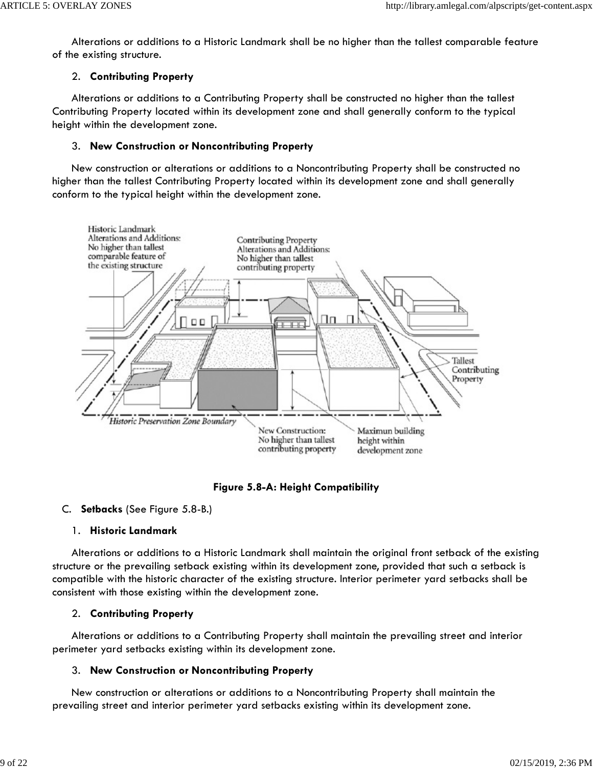Alterations or additions to a Historic Landmark shall be no higher than the tallest comparable feature of the existing structure.

2. **Contributing Property**

Alterations or additions to a Contributing Property shall be constructed no higher than the tallest Contributing Property located within its development zone and shall generally conform to the typical height within the development zone.

3. **New Construction or Noncontributing Property**

New construction or alterations or additions to a Noncontributing Property shall be constructed no higher than the tallest Contributing Property located within its development zone and shall generally conform to the typical height within the development zone.

**Figure 5.8-A: Height Compatibility**

C. **Setbacks** (See Figure 5.8-B.)

1. **Historic Landmark**

Alterations or additions to a Historic Landmark shall maintain the original front setback of the existing structure or the prevailing setback existing within its development zone, provided that such a setback is compatible with the historic character of the existing structure. Interior perimeter yard setbacks shall be consistent with those existing within the development zone.

2. **Contributing Property**

Alterations or additions to a Contributing Property shall maintain the prevailing street and interior perimeter yard setbacks existing within its development zone.

3. **New Construction or Noncontributing Property**

New construction or alterations or additions to a Noncontributing Property shall maintain the prevailing street and interior perimeter yard setbacks existing within its development zone.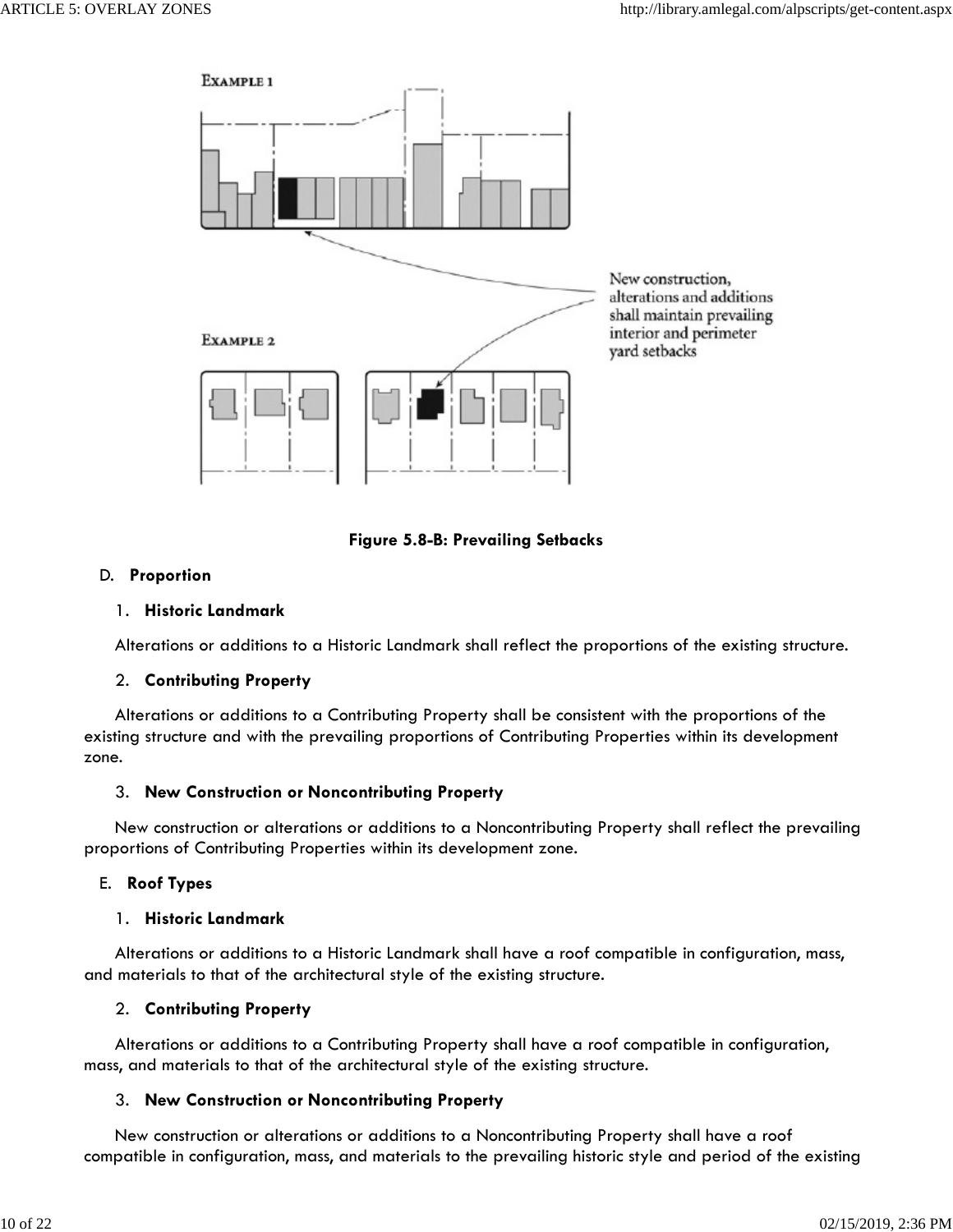**Figure 5.8-B: Prevailing Setbacks**

D. **Proportion**

1. **Historic Landmark**

Alterations or additions to a Historic Landmark shall reflect the proportions of the existing structure.

2. **Contributing Property**

Alterations or additions to a Contributing Property shall be consistent with the proportions of the existing structure and with the prevailing proportions of Contributing Properties within its development zone.

3. **New Construction or Noncontributing Property**

New construction or alterations or additions to a Noncontributing Property shall reflect the prevailing proportions of Contributing Properties within its development zone.

E. **Roof Types**

1. **Historic Landmark**

Alterations or additions to a Historic Landmark shall have a roof compatible in configuration, mass, and materials to that of the architectural style of the existing structure.

2. **Contributing Property**

Alterations or additions to a Contributing Property shall have a roof compatible in configuration, mass, and materials to that of the architectural style of the existing structure.

3. **New Construction or Noncontributing Property**

New construction or alterations or additions to a Noncontributing Property shall have a roof compatible in configuration, mass, and materials to the prevailing historic style and period of the existing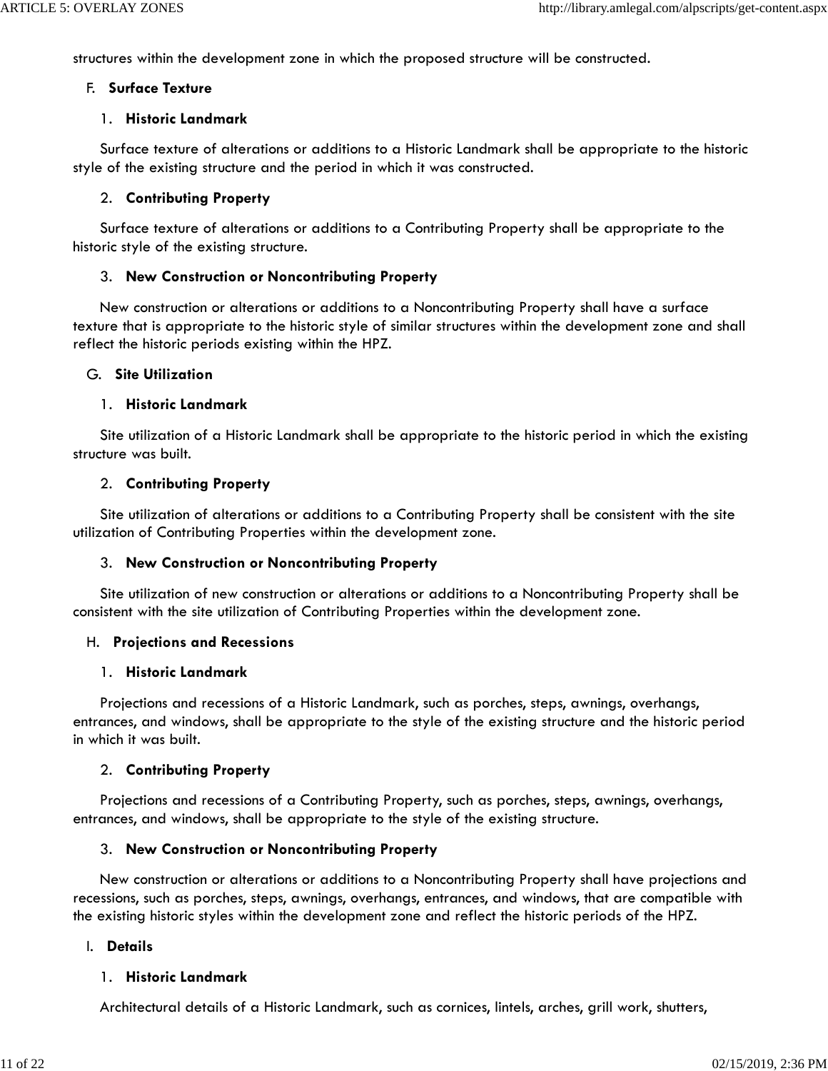structures within the development zone in which the proposed structure will be constructed.

F. **Surface Texture**

1. **Historic Landmark**

Surface texture of alterations or additions to a Historic Landmark shall be appropriate to the historic style of the existing structure and the period in which it was constructed.

2. **Contributing Property**

Surface texture of alterations or additions to a Contributing Property shall be appropriate to the historic style of the existing structure.

3. **New Construction or Noncontributing Property**

New construction or alterations or additions to a Noncontributing Property shall have a surface texture that is appropriate to the historic style of similar structures within the development zone and shall reflect the historic periods existing within the HPZ.

G. **Site Utilization**

1. **Historic Landmark**

Site utilization of a Historic Landmark shall be appropriate to the historic period in which the existing structure was built.

2. **Contributing Property**

Site utilization of alterations or additions to a Contributing Property shall be consistent with the site utilization of Contributing Properties within the development zone.

3. **New Construction or Noncontributing Property**

Site utilization of new construction or alterations or additions to a Noncontributing Property shall be consistent with the site utilization of Contributing Properties within the development zone.

H. **Projections and Recessions**

1. **Historic Landmark**

Projections and recessions of a Historic Landmark, such as porches, steps, awnings, overhangs, entrances, and windows, shall be appropriate to the style of the existing structure and the historic period in which it was built.

2. **Contributing Property**

Projections and recessions of a Contributing Property, such as porches, steps, awnings, overhangs, entrances, and windows, shall be appropriate to the style of the existing structure.

3. **New Construction or Noncontributing Property**

New construction or alterations or additions to a Noncontributing Property shall have projections and recessions, such as porches, steps, awnings, overhangs, entrances, and windows, that are compatible with the existing historic styles within the development zone and reflect the historic periods of the HPZ.

I. **Details**

1. **Historic Landmark**

Architectural details of a Historic Landmark, such as cornices, lintels, arches, grill work, shutters,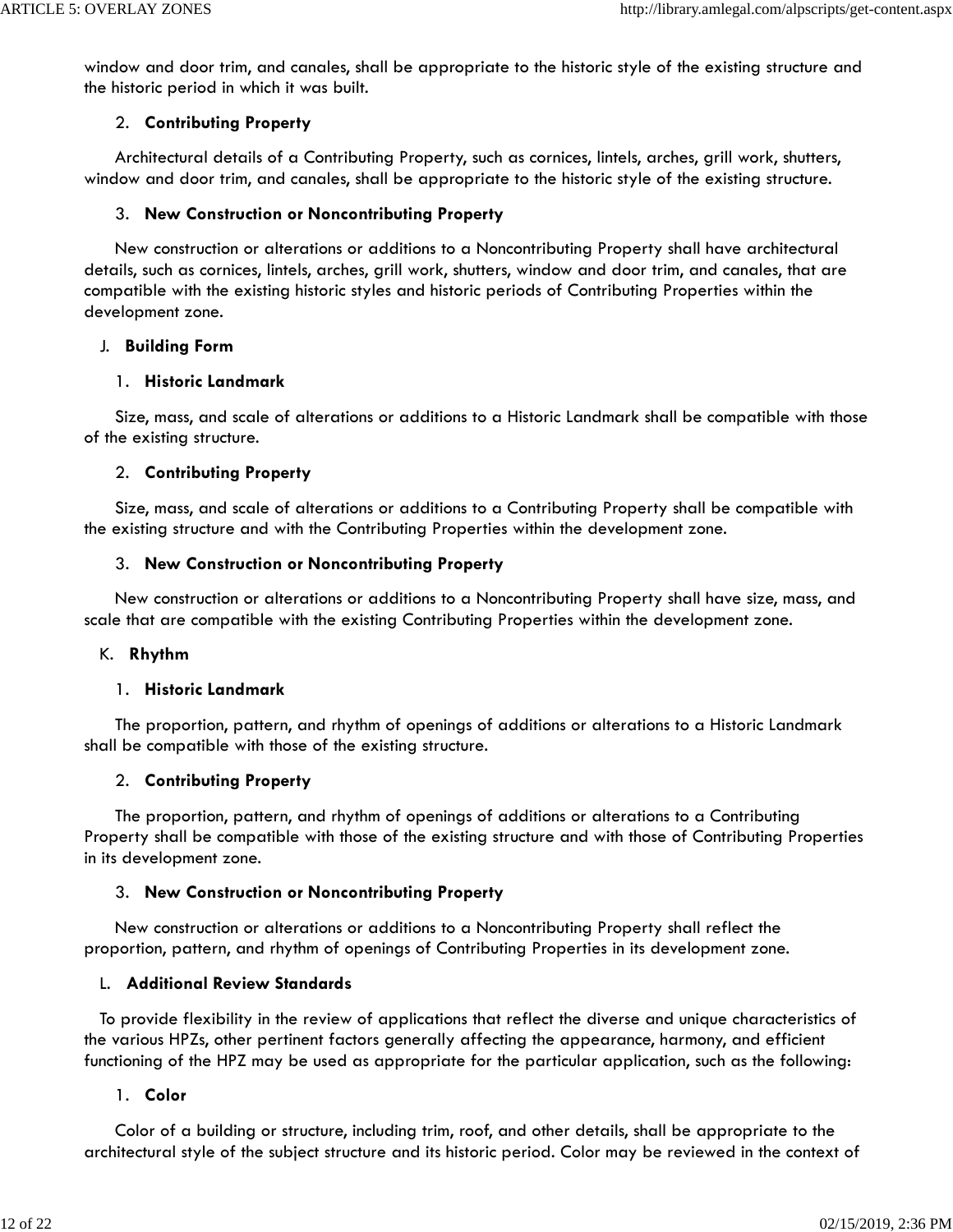window and door trim, and canales, shall be appropriate to the historic style of the existing structure and the historic period in which it was built.

2. **Contributing Property**

Architectural details of a Contributing Property, such as cornices, lintels, arches, grill work, shutters, window and door trim, and canales, shall be appropriate to the historic style of the existing structure.

3. **New Construction or Noncontributing Property**

New construction or alterations or additions to a Noncontributing Property shall have architectural details, such as cornices, lintels, arches, grill work, shutters, window and door trim, and canales, that are compatible with the existing historic styles and historic periods of Contributing Properties within the development zone.

J. **Building Form**

1. **Historic Landmark**

Size, mass, and scale of alterations or additions to a Historic Landmark shall be compatible with those of the existing structure.

2. **Contributing Property**

Size, mass, and scale of alterations or additions to a Contributing Property shall be compatible with the existing structure and with the Contributing Properties within the development zone.

3. **New Construction or Noncontributing Property**

New construction or alterations or additions to a Noncontributing Property shall have size, mass, and scale that are compatible with the existing Contributing Properties within the development zone.

K. **Rhythm**

1. **Historic Landmark**

The proportion, pattern, and rhythm of openings of additions or alterations to a Historic Landmark shall be compatible with those of the existing structure.

2. **Contributing Property**

The proportion, pattern, and rhythm of openings of additions or alterations to a Contributing Property shall be compatible with those of the existing structure and with those of Contributing Properties in its development zone.

3. **New Construction or Noncontributing Property**

New construction or alterations or additions to a Noncontributing Property shall reflect the proportion, pattern, and rhythm of openings of Contributing Properties in its development zone.

L. **Additional Review Standards**

To provide flexibility in the review of applications that reflect the diverse and unique characteristics of the various HPZs, other pertinent factors generally affecting the appearance, harmony, and efficient functioning of the HPZ may be used as appropriate for the particular application, such as the following:

1. **Color**

Color of a building or structure, including trim, roof, and other details, shall be appropriate to the architectural style of the subject structure and its historic period. Color may be reviewed in the context of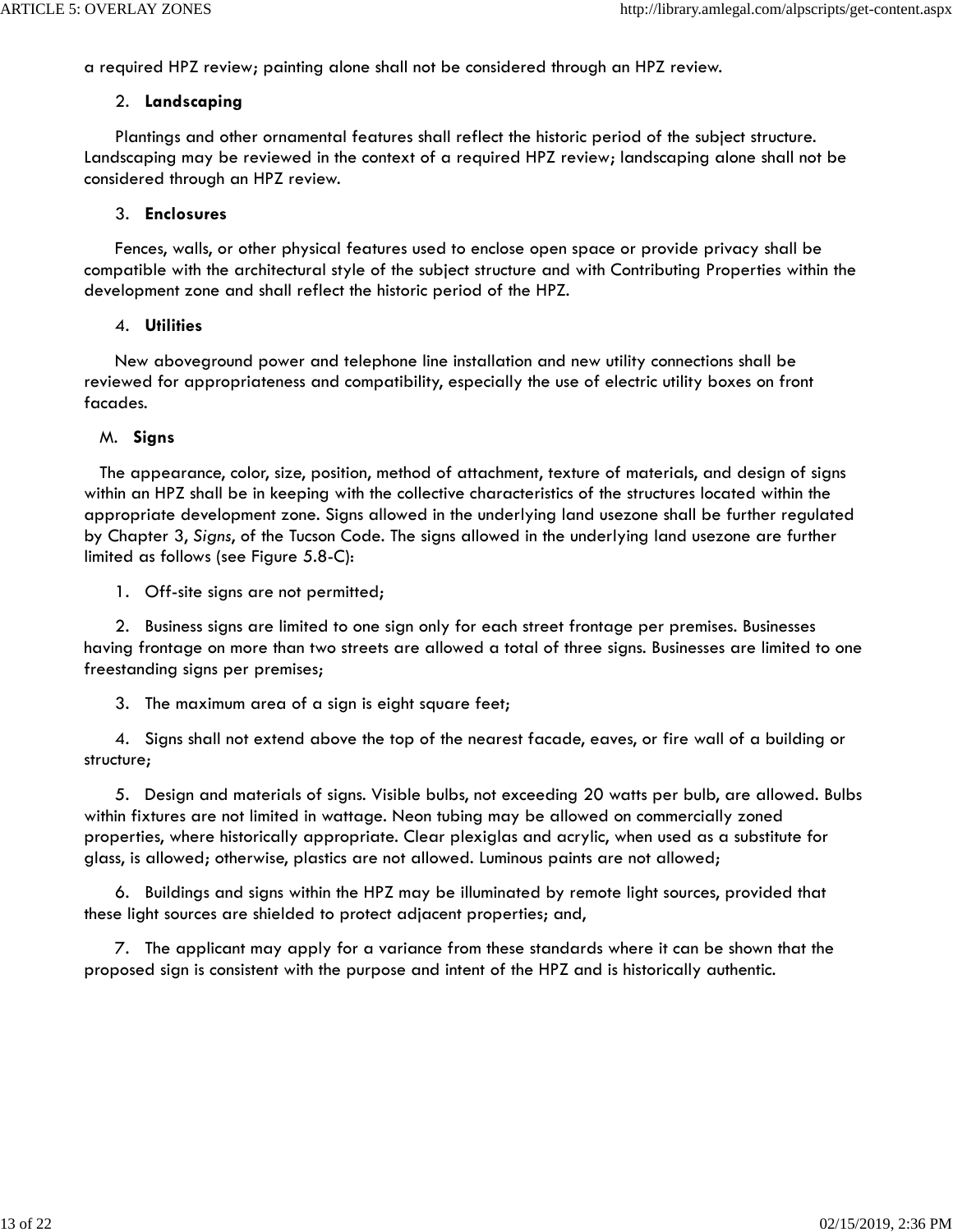a required HPZ review; painting alone shall not be considered through an HPZ review.

2. **Landscaping**

Plantings and other ornamental features shall reflect the historic period of the subject structure. Landscaping may be reviewed in the context of a required HPZ review; landscaping alone shall not be considered through an HPZ review.

3. **Enclosures**

Fences, walls, or other physical features used to enclose open space or provide privacy shall be compatible with the architectural style of the subject structure and with Contributing Properties within the development zone and shall reflect the historic period of the HPZ.

4. **Utilities**

New aboveground power and telephone line installation and new utility connections shall be reviewed for appropriateness and compatibility, especially the use of electric utility boxes on front facades.

M. **Signs**

The appearance, color, size, position, method of attachment, texture of materials, and design of signs within an HPZ shall be in keeping with the collective characteristics of the structures located within the appropriate development zone. Signs allowed in the underlying land usezone shall be further regulated by Chapter 3, *Signs*, of the Tucson Code. The signs allowed in the underlying land usezone are further limited as follows (see Figure 5.8-C):

1. Off-site signs are not permitted;

2. Business signs are limited to one sign only for each street frontage per premises. Businesses having frontage on more than two streets are allowed a total of three signs. Businesses are limited to one freestanding signs per premises;

3. The maximum area of a sign is eight square feet;

4. Signs shall not extend above the top of the nearest facade, eaves, or fire wall of a building or structure;

5. Design and materials of signs. Visible bulbs, not exceeding 20 watts per bulb, are allowed. Bulbs within fixtures are not limited in wattage. Neon tubing may be allowed on commercially zoned properties, where historically appropriate. Clear plexiglas and acrylic, when used as a substitute for glass, is allowed; otherwise, plastics are not allowed. Luminous paints are not allowed;

6. Buildings and signs within the HPZ may be illuminated by remote light sources, provided that these light sources are shielded to protect adjacent properties; and,

7. The applicant may apply for a variance from these standards where it can be shown that the proposed sign is consistent with the purpose and intent of the HPZ and is historically authentic.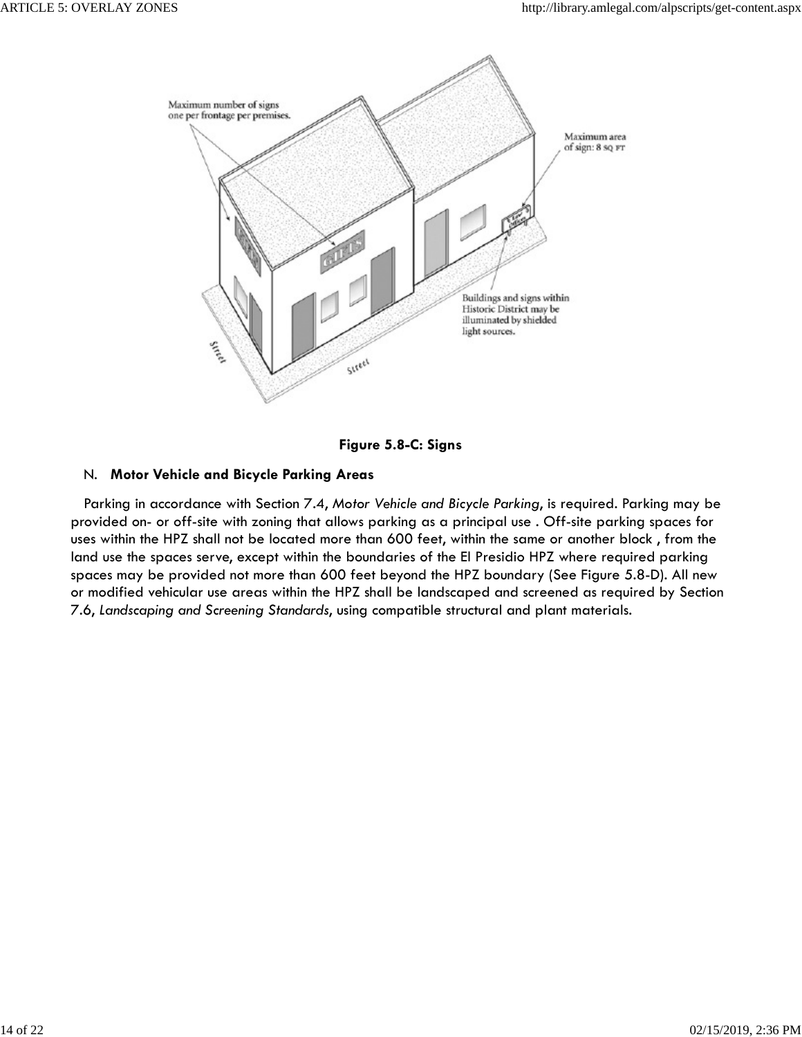Figure 5.8-C: Signs

N. **Motor Vehicle and Bicycle Parking Areas**

Parking in accordance with Section 7.4, *Motor Vehicle and Bicycle Parking*, is required. Parking may be provided on- or off-site with zoning that allows parking as a principal use . Off-site parking spaces for uses within the HPZ shall not be located more than 600 feet, within the same or another block , from the land use the spaces serve, except within the boundaries of the El Presidio HPZ where required parking spaces may be provided not more than 600 feet beyond the HPZ boundary (See Figure 5.8-D). All new or modified vehicular use areas within the HPZ shall be landscaped and screened as required by Section 7.6, *Landscaping and Screening Standards*, using compatible structural and plant materials.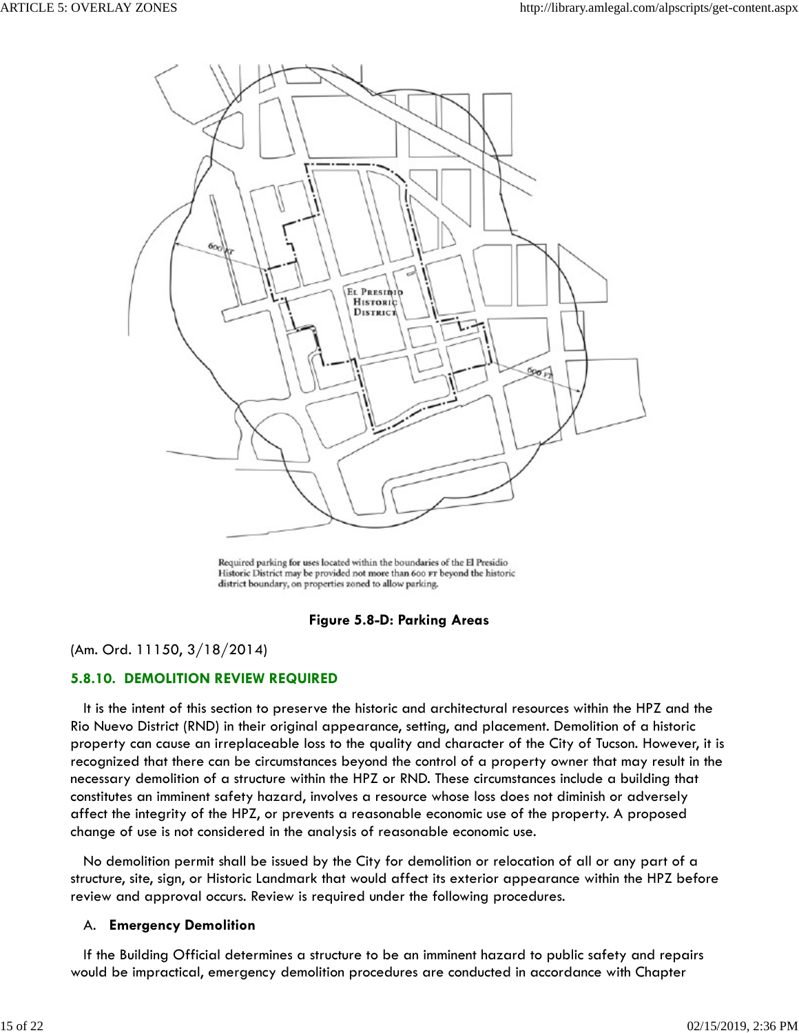Required parking for uses located within the boundaries of the El Presidio Historic District may be provided not more than 600 FT beyond the historic district boundary, on properties zoned to allow parking.

**Figure 5.8-D: Parking Areas**

(Am. Ord. 11150, 3/18/2014)

### 5.8.10. DEMOLITION REVIEW REQUIRED

It is the intent of this section to preserve the historic and architectural resources within the HPZ and the Rio Nuevo District (RND) in their original appearance, setting, and placement. Demolition of a historic property can cause an irreplaceable loss to the quality and character of the City of Tucson. However, it is recognized that there can be circumstances beyond the control of a property owner that may result in the necessary demolition of a structure within the HPZ or RND. These circumstances include a building that constitutes an imminent safety hazard, involves a resource whose loss does not diminish or adversely affect the integrity of the HPZ, or prevents a reasonable economic use of the property. A proposed change of use is not considered in the analysis of reasonable economic use.

No demolition permit shall be issued by the City for demolition or relocation of all or any part of a structure, site, sign, or Historic Landmark that would affect its exterior appearance within the HPZ before review and approval occurs. Review is required under the following procedures.

A. **Emergency Demolition**

If the Building Official determines a structure to be an imminent hazard to public safety and repairs would be impractical, emergency demolition procedures are conducted in accordance with Chapter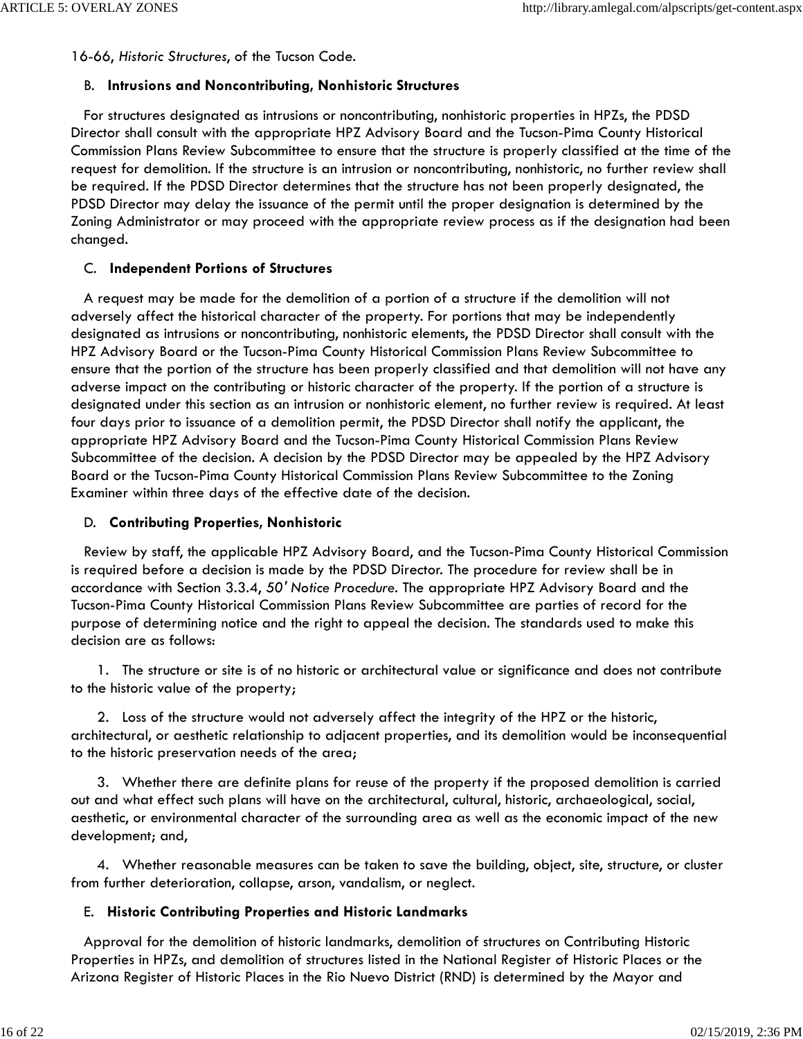16-66, *Historic Structures*, of the Tucson Code.

### B. **Intrusions and Noncontributing, Nonhistoric Structures**

For structures designated as intrusions or noncontributing, nonhistoric properties in HPZs, the PDSD Director shall consult with the appropriate HPZ Advisory Board and the Tucson-Pima County Historical Commission Plans Review Subcommittee to ensure that the structure is properly classified at the time of the request for demolition. If the structure is an intrusion or noncontributing, nonhistoric, no further review shall be required. If the PDSD Director determines that the structure has not been properly designated, the PDSD Director may delay the issuance of the permit until the proper designation is determined by the Zoning Administrator or may proceed with the appropriate review process as if the designation had been changed.

### C. **Independent Portions of Structures**

A request may be made for the demolition of a portion of a structure if the demolition will not adversely affect the historical character of the property. For portions that may be independently designated as intrusions or noncontributing, nonhistoric elements, the PDSD Director shall consult with the HPZ Advisory Board or the Tucson-Pima County Historical Commission Plans Review Subcommittee to ensure that the portion of the structure has been properly classified and that demolition will not have any adverse impact on the contributing or historic character of the property. If the portion of a structure is designated under this section as an intrusion or nonhistoric element, no further review is required. At least four days prior to issuance of a demolition permit, the PDSD Director shall notify the applicant, the appropriate HPZ Advisory Board and the Tucson-Pima County Historical Commission Plans Review Subcommittee of the decision. A decision by the PDSD Director may be appealed by the HPZ Advisory Board or the Tucson-Pima County Historical Commission Plans Review Subcommittee to the Zoning Examiner within three days of the effective date of the decision.

### D. **Contributing Properties, Nonhistoric**

Review by staff, the applicable HPZ Advisory Board, and the Tucson-Pima County Historical Commission is required before a decision is made by the PDSD Director. The procedure for review shall be in accordance with Section 3.3.4, *50' Notice Procedure*. The appropriate HPZ Advisory Board and the Tucson-Pima County Historical Commission Plans Review Subcommittee are parties of record for the purpose of determining notice and the right to appeal the decision. The standards used to make this decision are as follows:

1. The structure or site is of no historic or architectural value or significance and does not contribute to the historic value of the property;

2. Loss of the structure would not adversely affect the integrity of the HPZ or the historic, architectural, or aesthetic relationship to adjacent properties, and its demolition would be inconsequential to the historic preservation needs of the area;

3. Whether there are definite plans for reuse of the property if the proposed demolition is carried out and what effect such plans will have on the architectural, cultural, historic, archaeological, social, aesthetic, or environmental character of the surrounding area as well as the economic impact of the new development; and,

4. Whether reasonable measures can be taken to save the building, object, site, structure, or cluster from further deterioration, collapse, arson, vandalism, or neglect.

### E. **Historic Contributing Properties and Historic Landmarks**

Approval for the demolition of historic landmarks, demolition of structures on Contributing Historic Properties in HPZs, and demolition of structures listed in the National Register of Historic Places or the Arizona Register of Historic Places in the Rio Nuevo District (RND) is determined by the Mayor and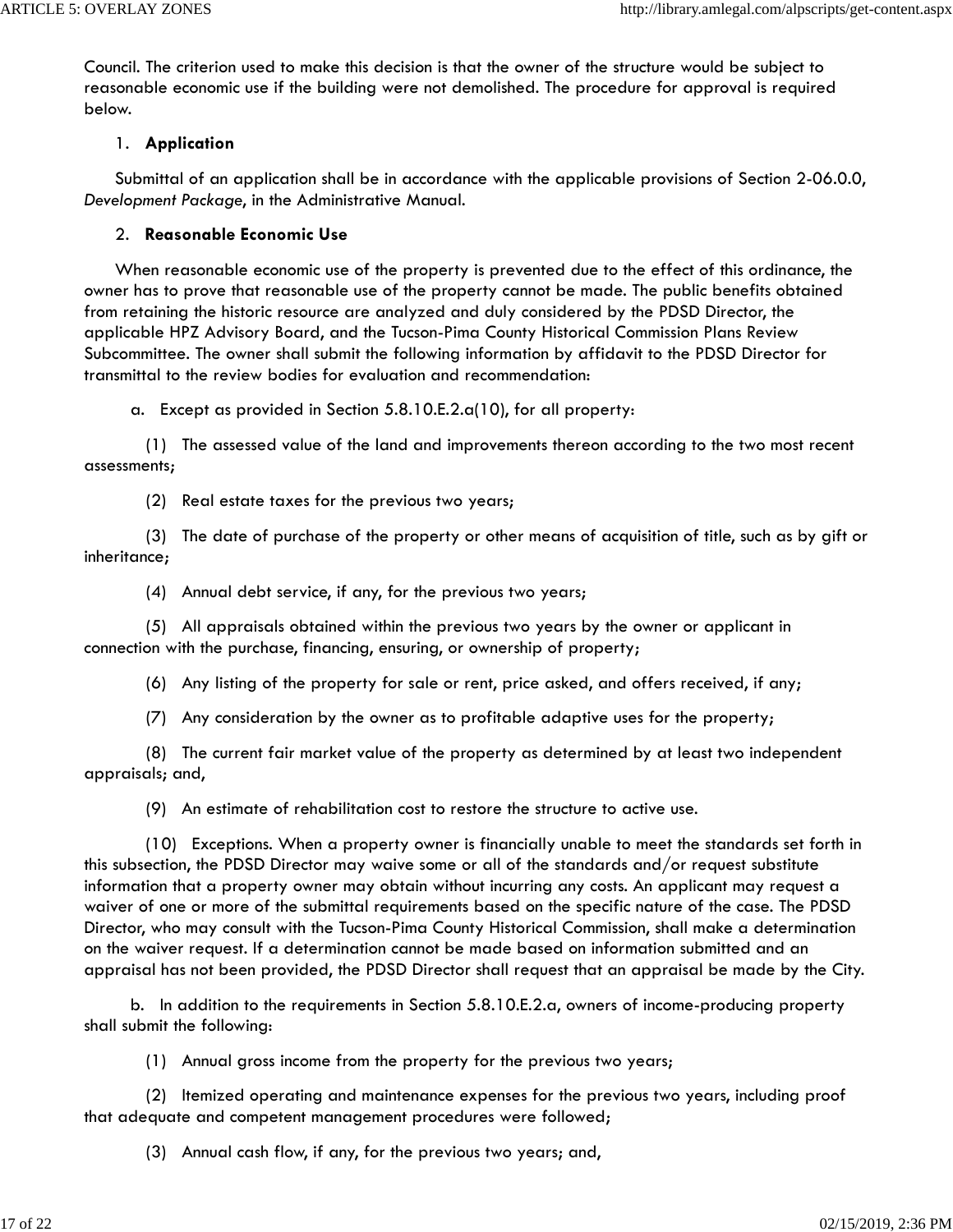Council. The criterion used to make this decision is that the owner of the structure would be subject to reasonable economic use if the building were not demolished. The procedure for approval is required below.

1. **Application**

Submittal of an application shall be in accordance with the applicable provisions of Section 2-06.0.0, *Development Package*, in the Administrative Manual.

2. **Reasonable Economic Use**

When reasonable economic use of the property is prevented due to the effect of this ordinance, the owner has to prove that reasonable use of the property cannot be made. The public benefits obtained from retaining the historic resource are analyzed and duly considered by the PDSD Director, the applicable HPZ Advisory Board, and the Tucson-Pima County Historical Commission Plans Review Subcommittee. The owner shall submit the following information by affidavit to the PDSD Director for transmittal to the review bodies for evaluation and recommendation:

a. Except as provided in Section 5.8.10.E.2.a(10), for all property:

(1) The assessed value of the land and improvements thereon according to the two most recent assessments;

(2) Real estate taxes for the previous two years;

(3) The date of purchase of the property or other means of acquisition of title, such as by gift or inheritance;

(4) Annual debt service, if any, for the previous two years;

(5) All appraisals obtained within the previous two years by the owner or applicant in connection with the purchase, financing, ensuring, or ownership of property;

(6) Any listing of the property for sale or rent, price asked, and offers received, if any;

(7) Any consideration by the owner as to profitable adaptive uses for the property;

(8) The current fair market value of the property as determined by at least two independent appraisals; and,

(9) An estimate of rehabilitation cost to restore the structure to active use.

(10) Exceptions. When a property owner is financially unable to meet the standards set forth in this subsection, the PDSD Director may waive some or all of the standards and/or request substitute information that a property owner may obtain without incurring any costs. An applicant may request a waiver of one or more of the submittal requirements based on the specific nature of the case. The PDSD Director, who may consult with the Tucson-Pima County Historical Commission, shall make a determination on the waiver request. If a determination cannot be made based on information submitted and an appraisal has not been provided, the PDSD Director shall request that an appraisal be made by the City.

b. In addition to the requirements in Section 5.8.10.E.2.a, owners of income-producing property shall submit the following:

(1) Annual gross income from the property for the previous two years;

(2) Itemized operating and maintenance expenses for the previous two years, including proof that adequate and competent management procedures were followed;

(3) Annual cash flow, if any, for the previous two years; and,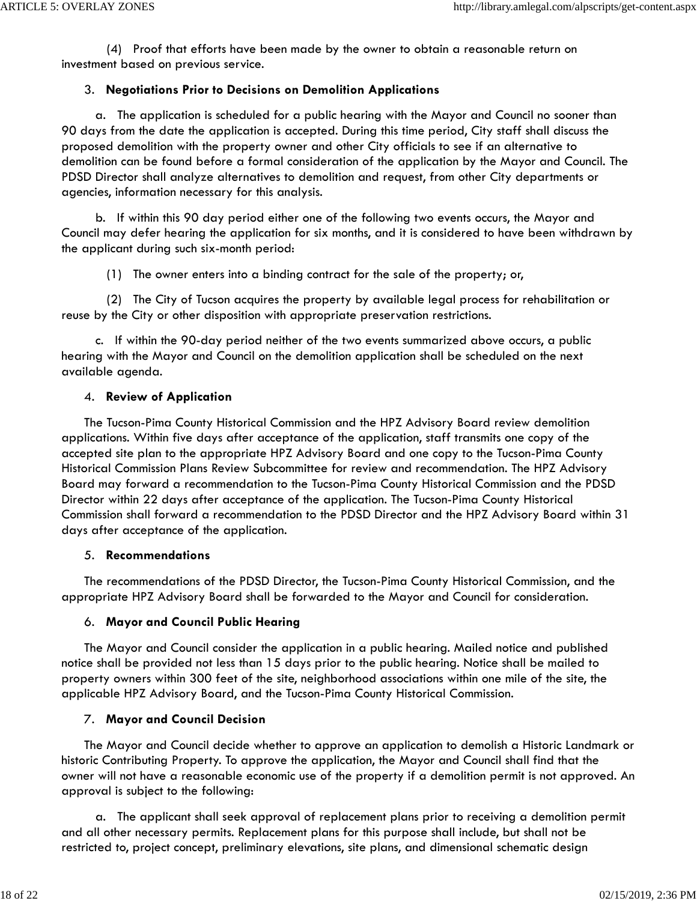(4) Proof that efforts have been made by the owner to obtain a reasonable return on investment based on previous service.

3. **Negotiations Prior to Decisions on Demolition Applications**

a. The application is scheduled for a public hearing with the Mayor and Council no sooner than 90 days from the date the application is accepted. During this time period, City staff shall discuss the proposed demolition with the property owner and other City officials to see if an alternative to demolition can be found before a formal consideration of the application by the Mayor and Council. The PDSD Director shall analyze alternatives to demolition and request, from other City departments or agencies, information necessary for this analysis.

b. If within this 90 day period either one of the following two events occurs, the Mayor and Council may defer hearing the application for six months, and it is considered to have been withdrawn by the applicant during such six-month period:

(1) The owner enters into a binding contract for the sale of the property; or,

(2) The City of Tucson acquires the property by available legal process for rehabilitation or reuse by the City or other disposition with appropriate preservation restrictions.

c. If within the 90-day period neither of the two events summarized above occurs, a public hearing with the Mayor and Council on the demolition application shall be scheduled on the next available agenda.

4. **Review of Application**

The Tucson-Pima County Historical Commission and the HPZ Advisory Board review demolition applications. Within five days after acceptance of the application, staff transmits one copy of the accepted site plan to the appropriate HPZ Advisory Board and one copy to the Tucson-Pima County Historical Commission Plans Review Subcommittee for review and recommendation. The HPZ Advisory Board may forward a recommendation to the Tucson-Pima County Historical Commission and the PDSD Director within 22 days after acceptance of the application. The Tucson-Pima County Historical Commission shall forward a recommendation to the PDSD Director and the HPZ Advisory Board within 31 days after acceptance of the application.

5. **Recommendations**

The recommendations of the PDSD Director, the Tucson-Pima County Historical Commission, and the appropriate HPZ Advisory Board shall be forwarded to the Mayor and Council for consideration.

6. **Mayor and Council Public Hearing**

The Mayor and Council consider the application in a public hearing. Mailed notice and published notice shall be provided not less than 15 days prior to the public hearing. Notice shall be mailed to property owners within 300 feet of the site, neighborhood associations within one mile of the site, the applicable HPZ Advisory Board, and the Tucson-Pima County Historical Commission.

7. **Mayor and Council Decision**

The Mayor and Council decide whether to approve an application to demolish a Historic Landmark or historic Contributing Property. To approve the application, the Mayor and Council shall find that the owner will not have a reasonable economic use of the property if a demolition permit is not approved. An approval is subject to the following:

a. The applicant shall seek approval of replacement plans prior to receiving a demolition permit and all other necessary permits. Replacement plans for this purpose shall include, but shall not be restricted to, project concept, preliminary elevations, site plans, and dimensional schematic design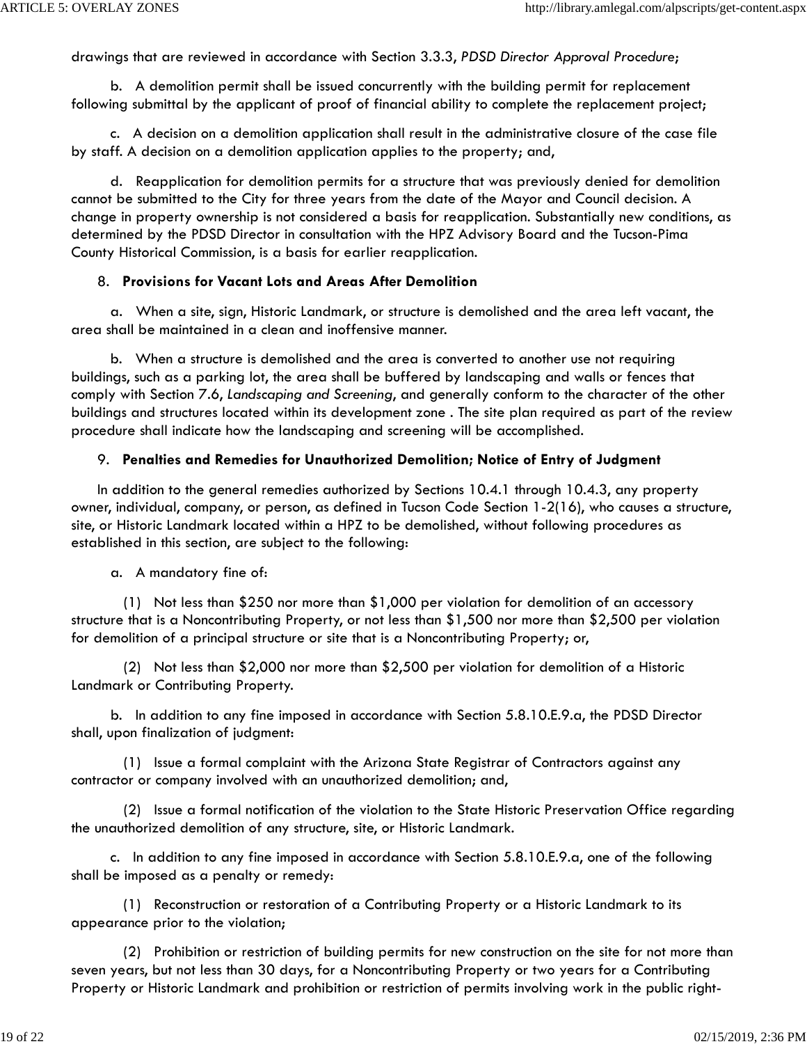drawings that are reviewed in accordance with Section 3.3.3, *PDSD Director Approval Procedure*;

b. A demolition permit shall be issued concurrently with the building permit for replacement following submittal by the applicant of proof of financial ability to complete the replacement project;

c. A decision on a demolition application shall result in the administrative closure of the case file by staff. A decision on a demolition application applies to the property; and,

d. Reapplication for demolition permits for a structure that was previously denied for demolition cannot be submitted to the City for three years from the date of the Mayor and Council decision. A change in property ownership is not considered a basis for reapplication. Substantially new conditions, as determined by the PDSD Director in consultation with the HPZ Advisory Board and the Tucson-Pima County Historical Commission, is a basis for earlier reapplication.

8. **Provisions for Vacant Lots and Areas After Demolition**

a. When a site, sign, Historic Landmark, or structure is demolished and the area left vacant, the area shall be maintained in a clean and inoffensive manner.

b. When a structure is demolished and the area is converted to another use not requiring buildings, such as a parking lot, the area shall be buffered by landscaping and walls or fences that comply with Section 7.6, *Landscaping and Screening*, and generally conform to the character of the other buildings and structures located within its development zone . The site plan required as part of the review procedure shall indicate how the landscaping and screening will be accomplished.

9. **Penalties and Remedies for Unauthorized Demolition; Notice of Entry of Judgment**

In addition to the general remedies authorized by Sections 10.4.1 through 10.4.3, any property owner, individual, company, or person, as defined in Tucson Code Section 1-2(16), who causes a structure, site, or Historic Landmark located within a HPZ to be demolished, without following procedures as established in this section, are subject to the following:

a. A mandatory fine of:

(1) Not less than $250 nor more than $1,000 per violation for demolition of an accessory structure that is a Noncontributing Property, or not less than $1,500 nor more than $2,500 per violation for demolition of a principal structure or site that is a Noncontributing Property; or,

(2) Not less than $2,000 nor more than $2,500 per violation for demolition of a Historic Landmark or Contributing Property.

b. In addition to any fine imposed in accordance with Section 5.8.10.E.9.a, the PDSD Director shall, upon finalization of judgment:

(1) Issue a formal complaint with the Arizona State Registrar of Contractors against any contractor or company involved with an unauthorized demolition; and,

(2) Issue a formal notification of the violation to the State Historic Preservation Office regarding the unauthorized demolition of any structure, site, or Historic Landmark.

c. In addition to any fine imposed in accordance with Section 5.8.10.E.9.a, one of the following shall be imposed as a penalty or remedy:

(1) Reconstruction or restoration of a Contributing Property or a Historic Landmark to its appearance prior to the violation;

(2) Prohibition or restriction of building permits for new construction on the site for not more than seven years, but not less than 30 days, for a Noncontributing Property or two years for a Contributing Property or Historic Landmark and prohibition or restriction of permits involving work in the public right-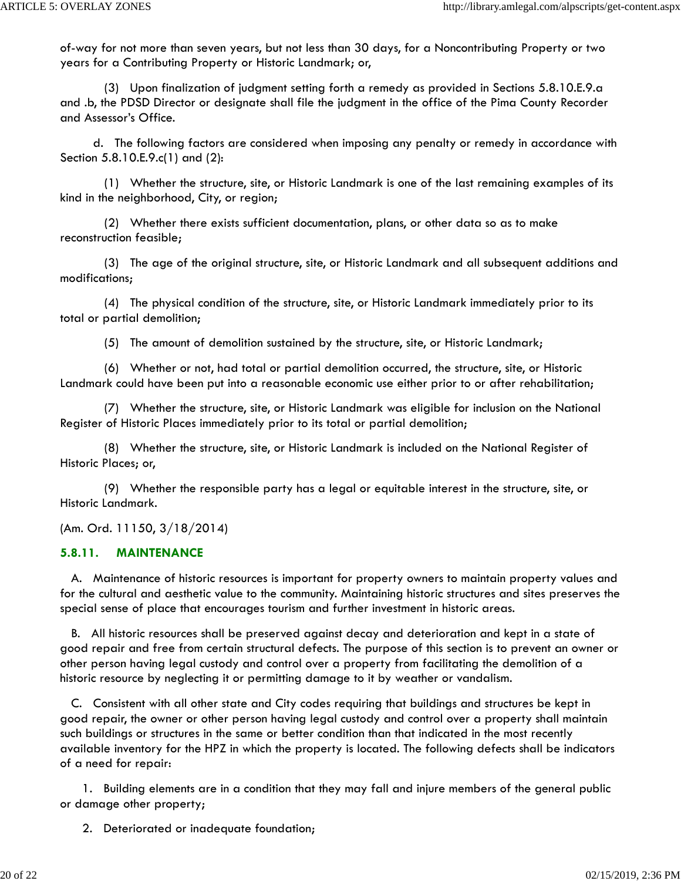of-way for not more than seven years, but not less than 30 days, for a Noncontributing Property or two years for a Contributing Property or Historic Landmark; or,

(3) Upon finalization of judgment setting forth a remedy as provided in Sections 5.8.10.E.9.a and .b, the PDSD Director or designate shall file the judgment in the office of the Pima County Recorder and Assessor's Office.

d. The following factors are considered when imposing any penalty or remedy in accordance with Section 5.8.10.E.9.c(1) and (2):

(1) Whether the structure, site, or Historic Landmark is one of the last remaining examples of its kind in the neighborhood, City, or region;

(2) Whether there exists sufficient documentation, plans, or other data so as to make reconstruction feasible;

(3) The age of the original structure, site, or Historic Landmark and all subsequent additions and modifications;

(4) The physical condition of the structure, site, or Historic Landmark immediately prior to its total or partial demolition;

(5) The amount of demolition sustained by the structure, site, or Historic Landmark;

(6) Whether or not, had total or partial demolition occurred, the structure, site, or Historic Landmark could have been put into a reasonable economic use either prior to or after rehabilitation;

(7) Whether the structure, site, or Historic Landmark was eligible for inclusion on the National Register of Historic Places immediately prior to its total or partial demolition;

(8) Whether the structure, site, or Historic Landmark is included on the National Register of Historic Places; or,

(9) Whether the responsible party has a legal or equitable interest in the structure, site, or Historic Landmark.

(Am. Ord. 11150, 3/18/2014)

### 5.8.11. MAINTENANCE

A. Maintenance of historic resources is important for property owners to maintain property values and for the cultural and aesthetic value to the community. Maintaining historic structures and sites preserves the special sense of place that encourages tourism and further investment in historic areas.

B. All historic resources shall be preserved against decay and deterioration and kept in a state of good repair and free from certain structural defects. The purpose of this section is to prevent an owner or other person having legal custody and control over a property from facilitating the demolition of a historic resource by neglecting it or permitting damage to it by weather or vandalism.

C. Consistent with all other state and City codes requiring that buildings and structures be kept in good repair, the owner or other person having legal custody and control over a property shall maintain such buildings or structures in the same or better condition than that indicated in the most recently available inventory for the HPZ in which the property is located. The following defects shall be indicators of a need for repair:

1. Building elements are in a condition that they may fall and injure members of the general public or damage other property;

2. Deteriorated or inadequate foundation;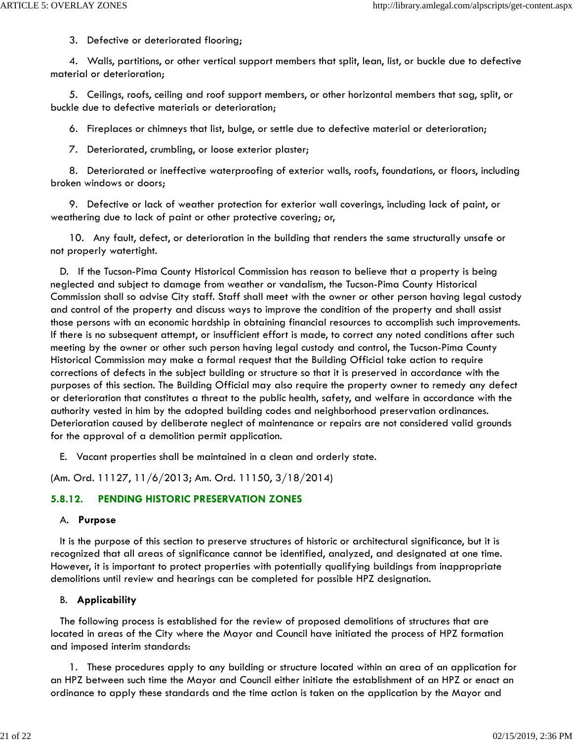3. Defective or deteriorated flooring;

4. Walls, partitions, or other vertical support members that split, lean, list, or buckle due to defective material or deterioration;

5. Ceilings, roofs, ceiling and roof support members, or other horizontal members that sag, split, or buckle due to defective materials or deterioration;

6. Fireplaces or chimneys that list, bulge, or settle due to defective material or deterioration;

7. Deteriorated, crumbling, or loose exterior plaster;

8. Deteriorated or ineffective waterproofing of exterior walls, roofs, foundations, or floors, including broken windows or doors;

9. Defective or lack of weather protection for exterior wall coverings, including lack of paint, or weathering due to lack of paint or other protective covering; or,

10. Any fault, defect, or deterioration in the building that renders the same structurally unsafe or not properly watertight.

D. If the Tucson-Pima County Historical Commission has reason to believe that a property is being neglected and subject to damage from weather or vandalism, the Tucson-Pima County Historical Commission shall so advise City staff. Staff shall meet with the owner or other person having legal custody and control of the property and discuss ways to improve the condition of the property and shall assist those persons with an economic hardship in obtaining financial resources to accomplish such improvements. If there is no subsequent attempt, or insufficient effort is made, to correct any noted conditions after such meeting by the owner or other such person having legal custody and control, the Tucson-Pima County Historical Commission may make a formal request that the Building Official take action to require corrections of defects in the subject building or structure so that it is preserved in accordance with the purposes of this section. The Building Official may also require the property owner to remedy any defect or deterioration that constitutes a threat to the public health, safety, and welfare in accordance with the authority vested in him by the adopted building codes and neighborhood preservation ordinances. Deterioration caused by deliberate neglect of maintenance or repairs are not considered valid grounds for the approval of a demolition permit application.

E. Vacant properties shall be maintained in a clean and orderly state.

(Am. Ord. 11127, 11/6/2013; Am. Ord. 11150, 3/18/2014)

### 5.8.12. PENDING HISTORIC PRESERVATION ZONES

A. **Purpose**

It is the purpose of this section to preserve structures of historic or architectural significance, but it is recognized that all areas of significance cannot be identified, analyzed, and designated at one time. However, it is important to protect properties with potentially qualifying buildings from inappropriate demolitions until review and hearings can be completed for possible HPZ designation.

B. **Applicability**

The following process is established for the review of proposed demolitions of structures that are located in areas of the City where the Mayor and Council have initiated the process of HPZ formation and imposed interim standards:

1. These procedures apply to any building or structure located within an area of an application for an HPZ between such time the Mayor and Council either initiate the establishment of an HPZ or enact an ordinance to apply these standards and the time action is taken on the application by the Mayor and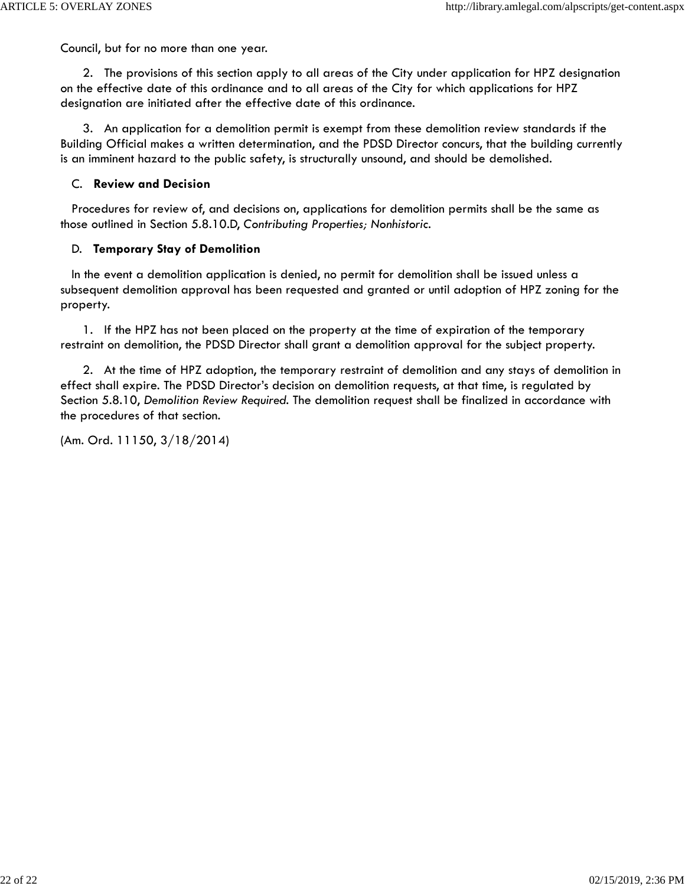Council, but for no more than one year.

2. The provisions of this section apply to all areas of the City under application for HPZ designation on the effective date of this ordinance and to all areas of the City for which applications for HPZ designation are initiated after the effective date of this ordinance.

3. An application for a demolition permit is exempt from these demolition review standards if the Building Official makes a written determination, and the PDSD Director concurs, that the building currently is an imminent hazard to the public safety, is structurally unsound, and should be demolished.

C. **Review and Decision**

Procedures for review of, and decisions on, applications for demolition permits shall be the same as those outlined in Section 5.8.10.D, *Contributing Properties; Nonhistoric*.

D. **Temporary Stay of Demolition**

In the event a demolition application is denied, no permit for demolition shall be issued unless a subsequent demolition approval has been requested and granted or until adoption of HPZ zoning for the property.

1. If the HPZ has not been placed on the property at the time of expiration of the temporary restraint on demolition, the PDSD Director shall grant a demolition approval for the subject property.

2. At the time of HPZ adoption, the temporary restraint of demolition and any stays of demolition in effect shall expire. The PDSD Director's decision on demolition requests, at that time, is regulated by Section 5.8.10, *Demolition Review Required*. The demolition request shall be finalized in accordance with the procedures of that section.

(Am. Ord. 11150, 3/18/2014)